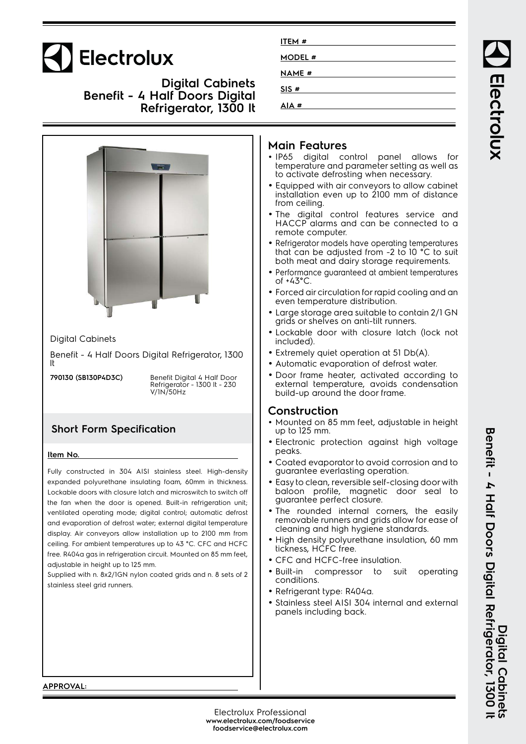# Electrolux

**Digital Cabinets**
**Benefit - 4 Half Doors Digital Refrigerator, 1300 lt**

ITEM #

MODEL #

NAME #

SIS #

AIA #

Digital Cabinets

Benefit - 4 Half Doors Digital Refrigerator, 1300 lt

| | |
|---|---|
| **790130 (SB130P4D3C)** | Benefit Digital 4 Half Door Refrigerator - 1300 lt - 230 V/1N/50Hz |

## Short Form Specification

**Item No.**

Fully constructed in 304 AISI stainless steel. High-density expanded polyurethane insulating foam, 60mm in thickness. Lockable doors with closure latch and microswitch to switch off the fan when the door is opened. Built-in refrigeration unit; ventilated operating mode; digital control; automatic defrost and evaporation of defrost water; external digital temperature display. Air conveyors allow installation up to 2100 mm from ceiling. For ambient temperatures up to 43 °C. CFC and HCFC free. R404a gas in refrigeration circuit. Mounted on 85 mm feet, adjustable in height up to 125 mm.

Supplied with n. 8x2/1GN nylon coated grids and n. 8 sets of 2 stainless steel grid runners.

## Main Features

- IP65 digital control panel allows for temperature and parameter setting as well as to activate defrosting when necessary.
- Equipped with air conveyors to allow cabinet installation even up to 2100 mm of distance from ceiling.
- The digital control features service and HACCP alarms and can be connected to a remote computer.
- Refrigerator models have operating temperatures that can be adjusted from -2 to 10 °C to suit both meat and dairy storage requirements.
- Performance guaranteed at ambient temperatures of +43°C.
- Forced air circulation for rapid cooling and an even temperature distribution.
- Large storage area suitable to contain 2/1 GN grids or shelves on anti-tilt runners.
- Lockable door with closure latch (lock not included).
- Extremely quiet operation at 51 Db(A).
- Automatic evaporation of defrost water.
- Door frame heater, activated according to external temperature, avoids condensation build-up around the door frame.

## Construction

- Mounted on 85 mm feet, adjustable in height up to 125 mm.
- Electronic protection against high voltage peaks.
- Coated evaporator to avoid corrosion and to guarantee everlasting operation.
- Easy to clean, reversible self-closing door with baloon profile, magnetic door seal to guarantee perfect closure.
- The rounded internal corners, the easily removable runners and grids allow for ease of cleaning and high hygiene standards.
- High density polyurethane insulation, 60 mm tickness, HCFC free.
- CFC and HCFC-free insulation.
- Built-in compressor to suit operating conditions.
- Refrigerant type: R404a.
- Stainless steel AISI 304 internal and external panels including back.

**APPROVAL:**

Electrolux Professional
**www.electrolux.com/foodservice**
**foodservice@electrolux.com**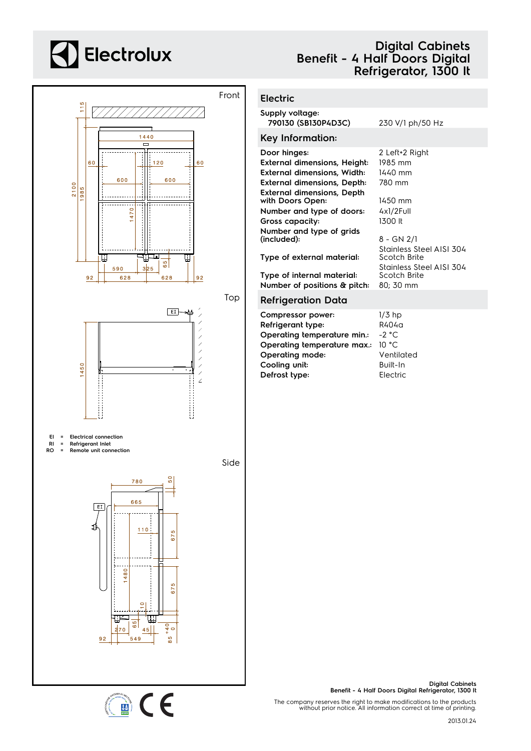# Digital Cabinets
# Benefit - 4 Half Doors Digital Refrigerator, 1300 lt

Front

115
1440
60
120
60
600
600
2100
1985
1470
65
590
325
92
628
628
92

Top

EI
1450

EI = Electrical connection
RI = Refrigerant Inlet
RO = Remote unit connection

Side

780
50
665
EI
110
675
1480
675
10
65
270
45
+40
0
85
92
549

## Electric

| | |
|---|---|
| **Supply voltage:** | |
| **790130 (SB130P4D3C)** | 230 V/1 ph/50 Hz |

## Key Information:

| | |
|---|---|
| **Door hinges:** | 2 Left+2 Right |
| **External dimensions, Height:** | 1985 mm |
| **External dimensions, Width:** | 1440 mm |
| **External dimensions, Depth:** | 780 mm |
| **External dimensions, Depth with Doors Open:** | 1450 mm |
| **Number and type of doors:** | 4x1/2Full |
| **Gross capacity:** | 1300 lt |
| **Number and type of grids (included):** | 8 - GN 2/1 |
| **Type of external material:** | Stainless Steel AISI 304 Scotch Brite |
| **Type of internal material:** | Stainless Steel AISI 304 Scotch Brite |
| **Number of positions & pitch:** | 80; 30 mm |

## Refrigeration Data

| | |
|---|---|
| **Compressor power:** | 1/3 hp |
| **Refrigerant type:** | R404a |
| **Operating temperature min.:** | -2 °C |
| **Operating temperature max.:** | 10 °C |
| **Operating mode:** | Ventilated |
| **Cooling unit:** | Built-In |
| **Defrost type:** | Electric |

The company reserves the right to make modifications to the products without prior notice. All information correct at time of printing.

2013.01.24